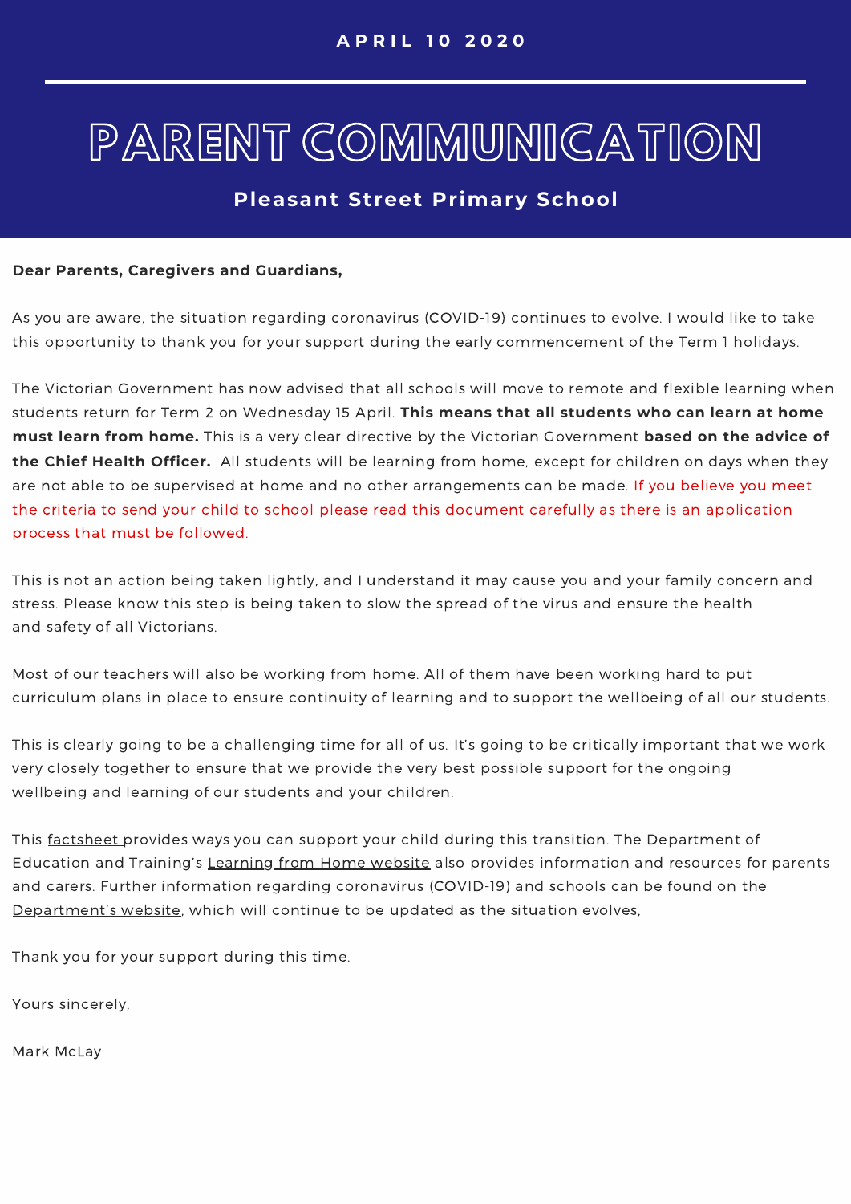APRIL 10 2020

# PARENT COMMUNICATION

## Pleasant Street Primary School

**Dear Parents, Caregivers and Guardians,**

As you are aware, the situation regarding coronavirus (COVID-19) continues to evolve. I would like to take this opportunity to thank you for your support during the early commencement of the Term 1 holidays.

The Victorian Government has now advised that all schools will move to remote and flexible learning when students return for Term 2 on Wednesday 15 April. **This means that all students who can learn at home must learn from home.** This is a very clear directive by the Victorian Government **based on the advice of the Chief Health Officer.** All students will be learning from home, except for children on days when they are not able to be supervised at home and no other arrangements can be made. If you believe you meet the criteria to send your child to school please read this document carefully as there is an application process that must be followed.

This is not an action being taken lightly, and I understand it may cause you and your family concern and stress. Please know this step is being taken to slow the spread of the virus and ensure the health and safety of all Victorians.

Most of our teachers will also be working from home. All of them have been working hard to put curriculum plans in place to ensure continuity of learning and to support the wellbeing of all our students.

This is clearly going to be a challenging time for all of us. It's going to be critically important that we work very closely together to ensure that we provide the very best possible support for the ongoing wellbeing and learning of our students and your children.

This factsheet provides ways you can support your child during this transition. The Department of Education and Training's Learning from Home website also provides information and resources for parents and carers. Further information regarding coronavirus (COVID-19) and schools can be found on the Department's website, which will continue to be updated as the situation evolves,

Thank you for your support during this time.

Yours sincerely,

Mark McLay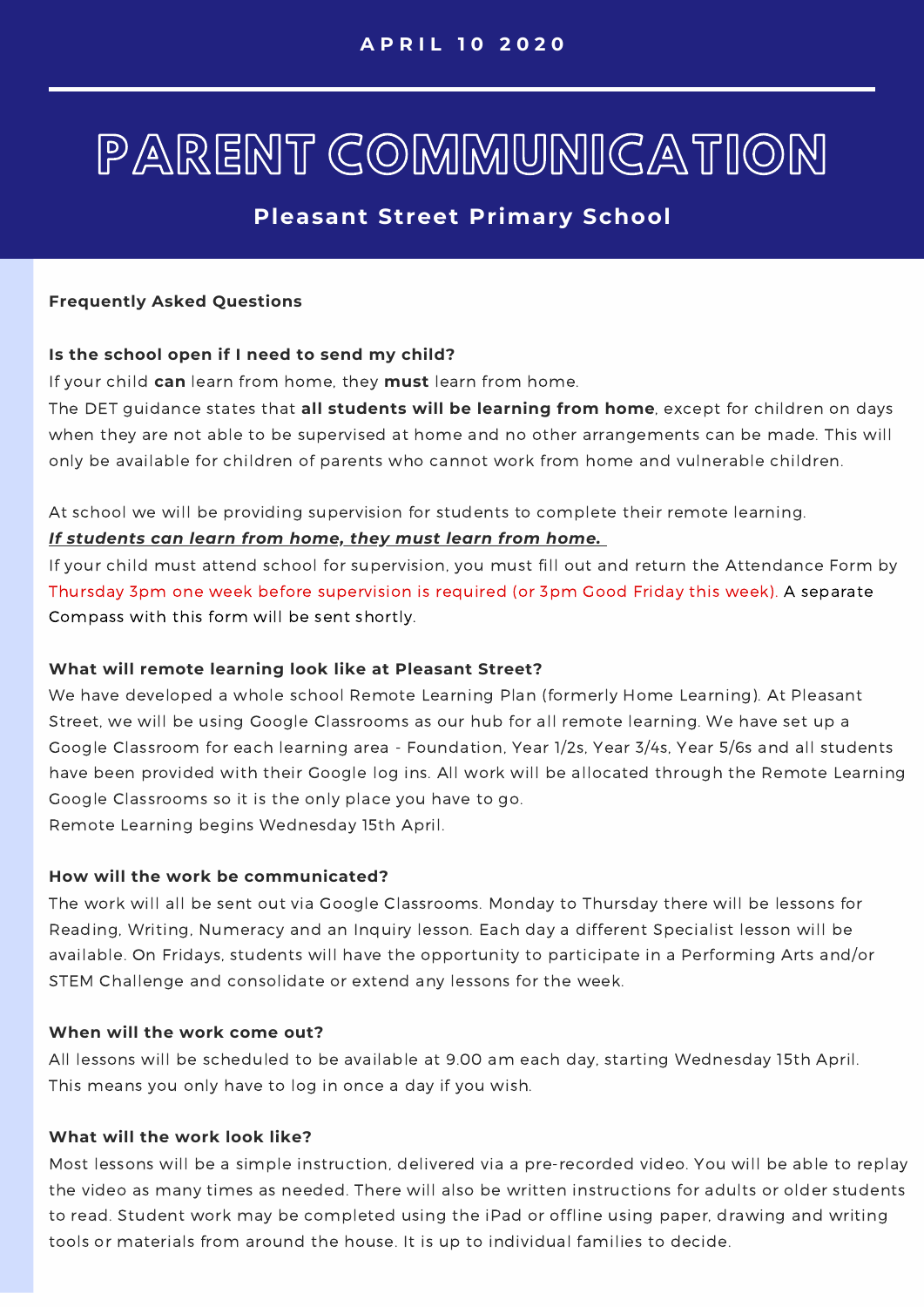APRIL 10 2020

# PARENT COMMUNICATION

## Pleasant Street Primary School

**Frequently Asked Questions**

**Is the school open if I need to send my child?**

If your child **can** learn from home, they **must** learn from home.

The DET guidance states that **all students will be learning from home**, except for children on days when they are not able to be supervised at home and no other arrangements can be made. This will only be available for children of parents who cannot work from home and vulnerable children.

At school we will be providing supervision for students to complete their remote learning.

***If students can learn from home, they must learn from home.***

If your child must attend school for supervision, you must fill out and return the Attendance Form by Thursday 3pm one week before supervision is required (or 3pm Good Friday this week). A separate Compass with this form will be sent shortly.

**What will remote learning look like at Pleasant Street?**

We have developed a whole school Remote Learning Plan (formerly Home Learning). At Pleasant Street, we will be using Google Classrooms as our hub for all remote learning. We have set up a Google Classroom for each learning area - Foundation, Year 1/2s, Year 3/4s, Year 5/6s and all students have been provided with their Google log ins. All work will be allocated through the Remote Learning Google Classrooms so it is the only place you have to go.

Remote Learning begins Wednesday 15th April.

**How will the work be communicated?**

The work will all be sent out via Google Classrooms. Monday to Thursday there will be lessons for Reading, Writing, Numeracy and an Inquiry lesson. Each day a different Specialist lesson will be available. On Fridays, students will have the opportunity to participate in a Performing Arts and/or STEM Challenge and consolidate or extend any lessons for the week.

**When will the work come out?**

All lessons will be scheduled to be available at 9.00 am each day, starting Wednesday 15th April. This means you only have to log in once a day if you wish.

**What will the work look like?**

Most lessons will be a simple instruction, delivered via a pre-recorded video. You will be able to replay the video as many times as needed. There will also be written instructions for adults or older students to read. Student work may be completed using the iPad or offline using paper, drawing and writing tools or materials from around the house. It is up to individual families to decide.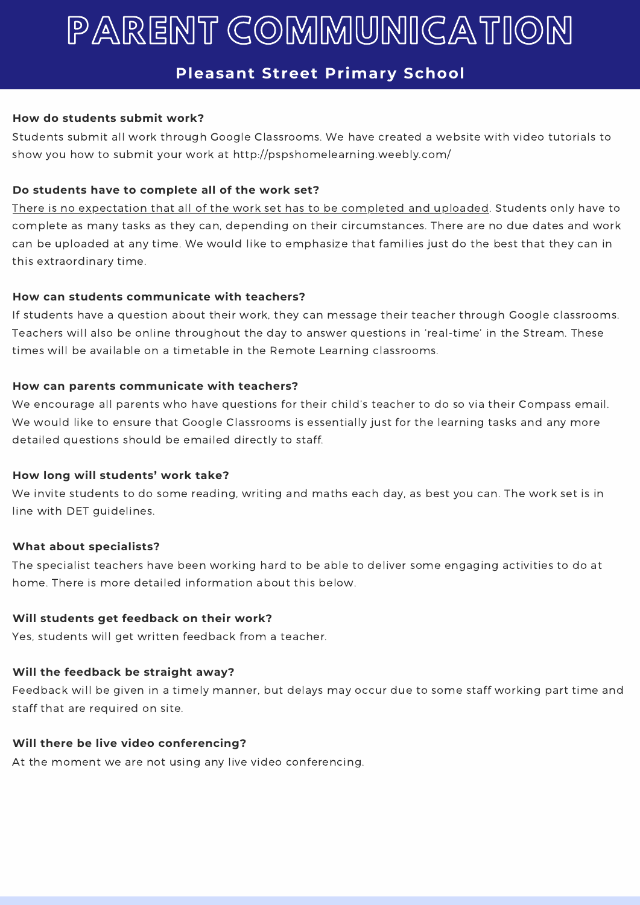# PARENT COMMUNICATION

## Pleasant Street Primary School

**How do students submit work?**

Students submit all work through Google Classrooms. We have created a website with video tutorials to show you how to submit your work at http://pspshomelearning.weebly.com/

**Do students have to complete all of the work set?**

<u>There is no expectation that all of the work set has to be completed and uploaded</u>. Students only have to complete as many tasks as they can, depending on their circumstances. There are no due dates and work can be uploaded at any time. We would like to emphasize that families just do the best that they can in this extraordinary time.

**How can students communicate with teachers?**

If students have a question about their work, they can message their teacher through Google classrooms. Teachers will also be online throughout the day to answer questions in 'real-time' in the Stream. These times will be available on a timetable in the Remote Learning classrooms.

**How can parents communicate with teachers?**

We encourage all parents who have questions for their child's teacher to do so via their Compass email. We would like to ensure that Google Classrooms is essentially just for the learning tasks and any more detailed questions should be emailed directly to staff.

**How long will students' work take?**

We invite students to do some reading, writing and maths each day, as best you can. The work set is in line with DET guidelines.

**What about specialists?**

The specialist teachers have been working hard to be able to deliver some engaging activities to do at home. There is more detailed information about this below.

**Will students get feedback on their work?**

Yes, students will get written feedback from a teacher.

**Will the feedback be straight away?**

Feedback will be given in a timely manner, but delays may occur due to some staff working part time and staff that are required on site.

**Will there be live video conferencing?**

At the moment we are not using any live video conferencing.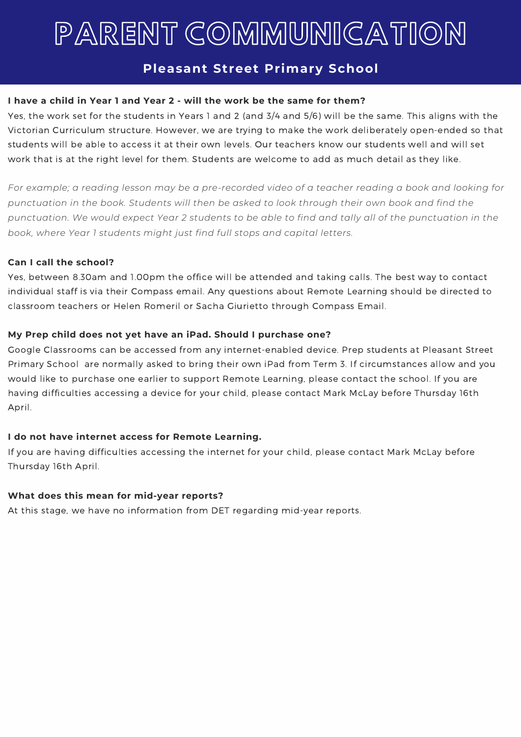# PARENT COMMUNICATION

## Pleasant Street Primary School

**I have a child in Year 1 and Year 2 - will the work be the same for them?**

Yes, the work set for the students in Years 1 and 2 (and 3/4 and 5/6) will be the same. This aligns with the Victorian Curriculum structure. However, we are trying to make the work deliberately open-ended so that students will be able to access it at their own levels. Our teachers know our students well and will set work that is at the right level for them. Students are welcome to add as much detail as they like.

*For example; a reading lesson may be a pre-recorded video of a teacher reading a book and looking for punctuation in the book. Students will then be asked to look through their own book and find the punctuation. We would expect Year 2 students to be able to find and tally all of the punctuation in the book, where Year 1 students might just find full stops and capital letters.*

**Can I call the school?**

Yes, between 8.30am and 1.00pm the office will be attended and taking calls. The best way to contact individual staff is via their Compass email. Any questions about Remote Learning should be directed to classroom teachers or Helen Romeril or Sacha Giurietto through Compass Email.

**My Prep child does not yet have an iPad. Should I purchase one?**

Google Classrooms can be accessed from any internet-enabled device. Prep students at Pleasant Street Primary School are normally asked to bring their own iPad from Term 3. If circumstances allow and you would like to purchase one earlier to support Remote Learning, please contact the school. If you are having difficulties accessing a device for your child, please contact Mark McLay before Thursday 16th April.

**I do not have internet access for Remote Learning.**

If you are having difficulties accessing the internet for your child, please contact Mark McLay before Thursday 16th April.

**What does this mean for mid-year reports?**

At this stage, we have no information from DET regarding mid-year reports.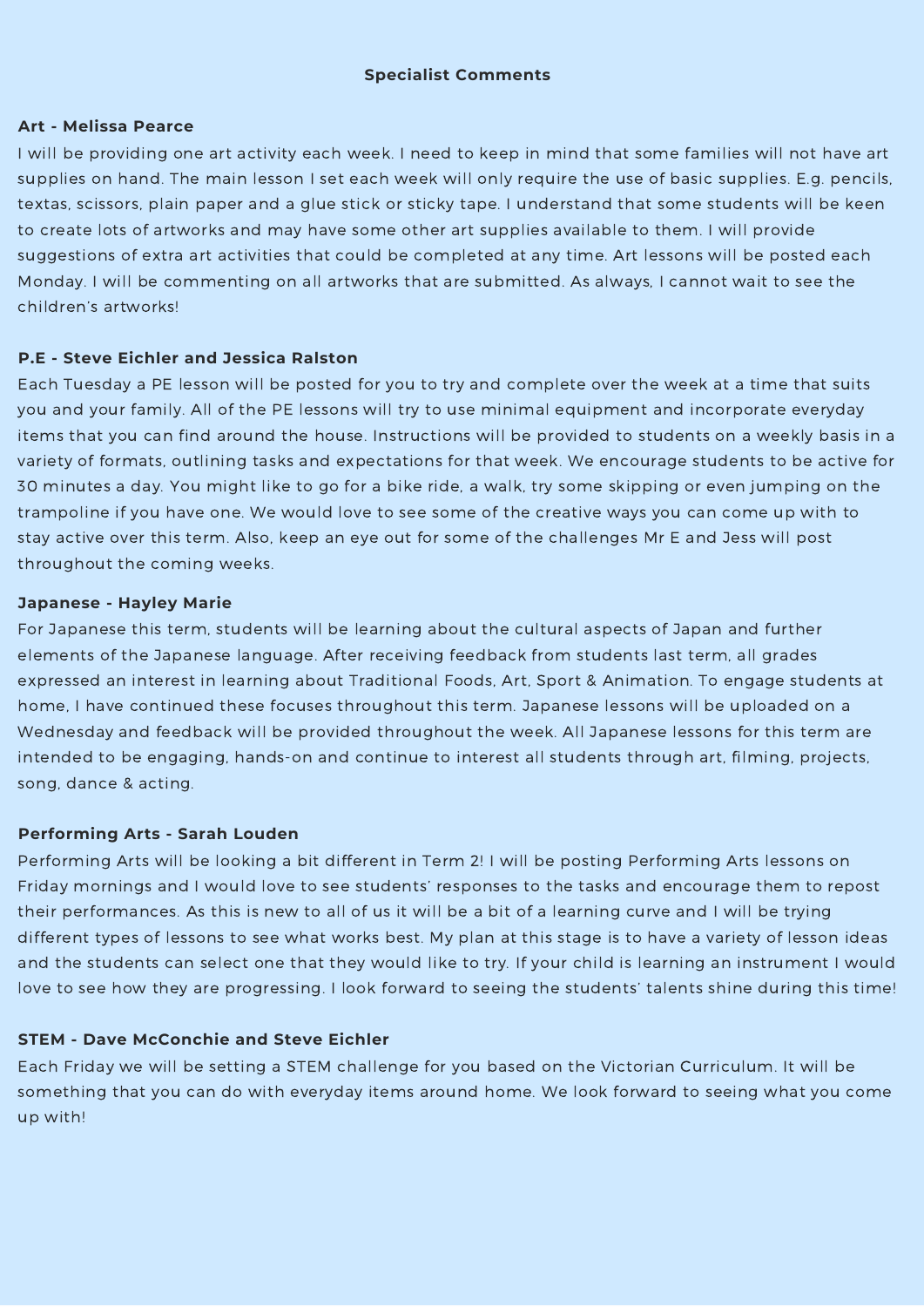## Specialist Comments

**Art - Melissa Pearce**

I will be providing one art activity each week. I need to keep in mind that some families will not have art supplies on hand. The main lesson I set each week will only require the use of basic supplies. E.g. pencils, textas, scissors, plain paper and a glue stick or sticky tape. I understand that some students will be keen to create lots of artworks and may have some other art supplies available to them. I will provide suggestions of extra art activities that could be completed at any time. Art lessons will be posted each Monday. I will be commenting on all artworks that are submitted. As always, I cannot wait to see the children's artworks!

**P.E - Steve Eichler and Jessica Ralston**

Each Tuesday a PE lesson will be posted for you to try and complete over the week at a time that suits you and your family. All of the PE lessons will try to use minimal equipment and incorporate everyday items that you can find around the house. Instructions will be provided to students on a weekly basis in a variety of formats, outlining tasks and expectations for that week. We encourage students to be active for 30 minutes a day. You might like to go for a bike ride, a walk, try some skipping or even jumping on the trampoline if you have one. We would love to see some of the creative ways you can come up with to stay active over this term. Also, keep an eye out for some of the challenges Mr E and Jess will post throughout the coming weeks.

**Japanese - Hayley Marie**

For Japanese this term, students will be learning about the cultural aspects of Japan and further elements of the Japanese language. After receiving feedback from students last term, all grades expressed an interest in learning about Traditional Foods, Art, Sport & Animation. To engage students at home, I have continued these focuses throughout this term. Japanese lessons will be uploaded on a Wednesday and feedback will be provided throughout the week. All Japanese lessons for this term are intended to be engaging, hands-on and continue to interest all students through art, filming, projects, song, dance & acting.

**Performing Arts - Sarah Louden**

Performing Arts will be looking a bit different in Term 2! I will be posting Performing Arts lessons on Friday mornings and I would love to see students' responses to the tasks and encourage them to repost their performances. As this is new to all of us it will be a bit of a learning curve and I will be trying different types of lessons to see what works best. My plan at this stage is to have a variety of lesson ideas and the students can select one that they would like to try. If your child is learning an instrument I would love to see how they are progressing. I look forward to seeing the students' talents shine during this time!

**STEM - Dave McConchie and Steve Eichler**

Each Friday we will be setting a STEM challenge for you based on the Victorian Curriculum. It will be something that you can do with everyday items around home. We look forward to seeing what you come up with!